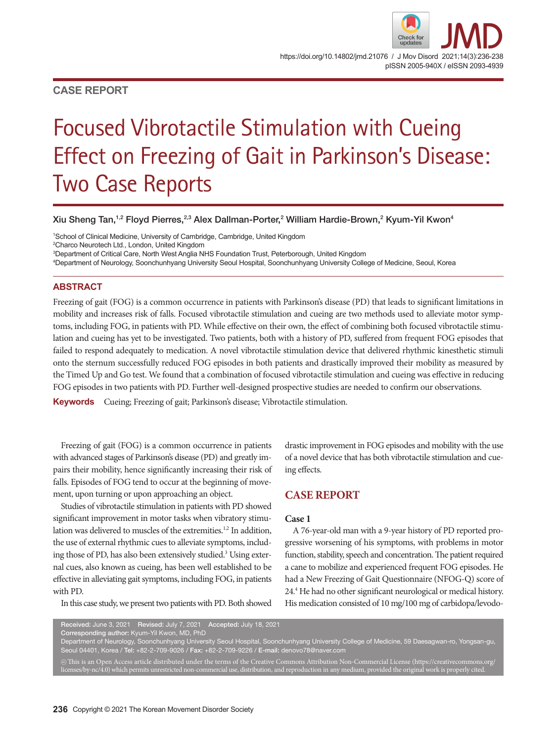CASE REPORT

# Focused Vibrotactile Stimulation with Cueing Effect on Freezing of Gait in Parkinson's Disease: Two Case Reports

**Xiu Sheng Tan,[1,2] Floyd Pierres,[2,3] Alex Dallman-Porter,[2] William Hardie-Brown,[2] Kyum-Yil Kwon[4]**

[1]School of Clinical Medicine, University of Cambridge, Cambridge, United Kingdom
[2]Charco Neurotech Ltd., London, United Kingdom
[3]Department of Critical Care, North West Anglia NHS Foundation Trust, Peterborough, United Kingdom
[4]Department of Neurology, Soonchunhyang University Seoul Hospital, Soonchunhyang University College of Medicine, Seoul, Korea

## ABSTRACT

Freezing of gait (FOG) is a common occurrence in patients with Parkinson's disease (PD) that leads to significant limitations in mobility and increases risk of falls. Focused vibrotactile stimulation and cueing are two methods used to alleviate motor symptoms, including FOG, in patients with PD. While effective on their own, the effect of combining both focused vibrotactile stimulation and cueing has yet to be investigated. Two patients, both with a history of PD, suffered from frequent FOG episodes that failed to respond adequately to medication. A novel vibrotactile stimulation device that delivered rhythmic kinesthetic stimuli onto the sternum successfully reduced FOG episodes in both patients and drastically improved their mobility as measured by the Timed Up and Go test. We found that a combination of focused vibrotactile stimulation and cueing was effective in reducing FOG episodes in two patients with PD. Further well-designed prospective studies are needed to confirm our observations.

**Keywords** Cueing; Freezing of gait; Parkinson's disease; Vibrotactile stimulation.

Freezing of gait (FOG) is a common occurrence in patients with advanced stages of Parkinson's disease (PD) and greatly impairs their mobility, hence significantly increasing their risk of falls. Episodes of FOG tend to occur at the beginning of movement, upon turning or upon approaching an object.

Studies of vibrotactile stimulation in patients with PD showed significant improvement in motor tasks when vibratory stimulation was delivered to muscles of the extremities.[1,2] In addition, the use of external rhythmic cues to alleviate symptoms, including those of PD, has also been extensively studied.[3] Using external cues, also known as cueing, has been well established to be effective in alleviating gait symptoms, including FOG, in patients with PD.

In this case study, we present two patients with PD. Both showed drastic improvement in FOG episodes and mobility with the use of a novel device that has both vibrotactile stimulation and cueing effects.

## CASE REPORT

### Case 1

A 76-year-old man with a 9-year history of PD reported progressive worsening of his symptoms, with problems in motor function, stability, speech and concentration. The patient required a cane to mobilize and experienced frequent FOG episodes. He had a New Freezing of Gait Questionnaire (NFOG-Q) score of 24.[4] He had no other significant neurological or medical history. His medication consisted of 10 mg/100 mg of carbidopa/levodo-

**Received:** June 3, 2021 **Revised:** July 7, 2021 **Accepted:** July 18, 2021
**Corresponding author:** Kyum-Yil Kwon, MD, PhD
Department of Neurology, Soonchunhyang University Seoul Hospital, Soonchunhyang University College of Medicine, 59 Daesagwan-ro, Yongsan-gu, Seoul 04401, Korea / **Tel:** +82-2-709-9026 / **Fax:** +82-2-709-9226 / **E-mail:** denovo78@naver.com

This is an Open Access article distributed under the terms of the Creative Commons Attribution Non-Commercial License (https://creativecommons.org/licenses/by-nc/4.0) which permits unrestricted non-commercial use, distribution, and reproduction in any medium, provided the original work is properly cited.

Copyright © 2021 The Korean Movement Disorder Society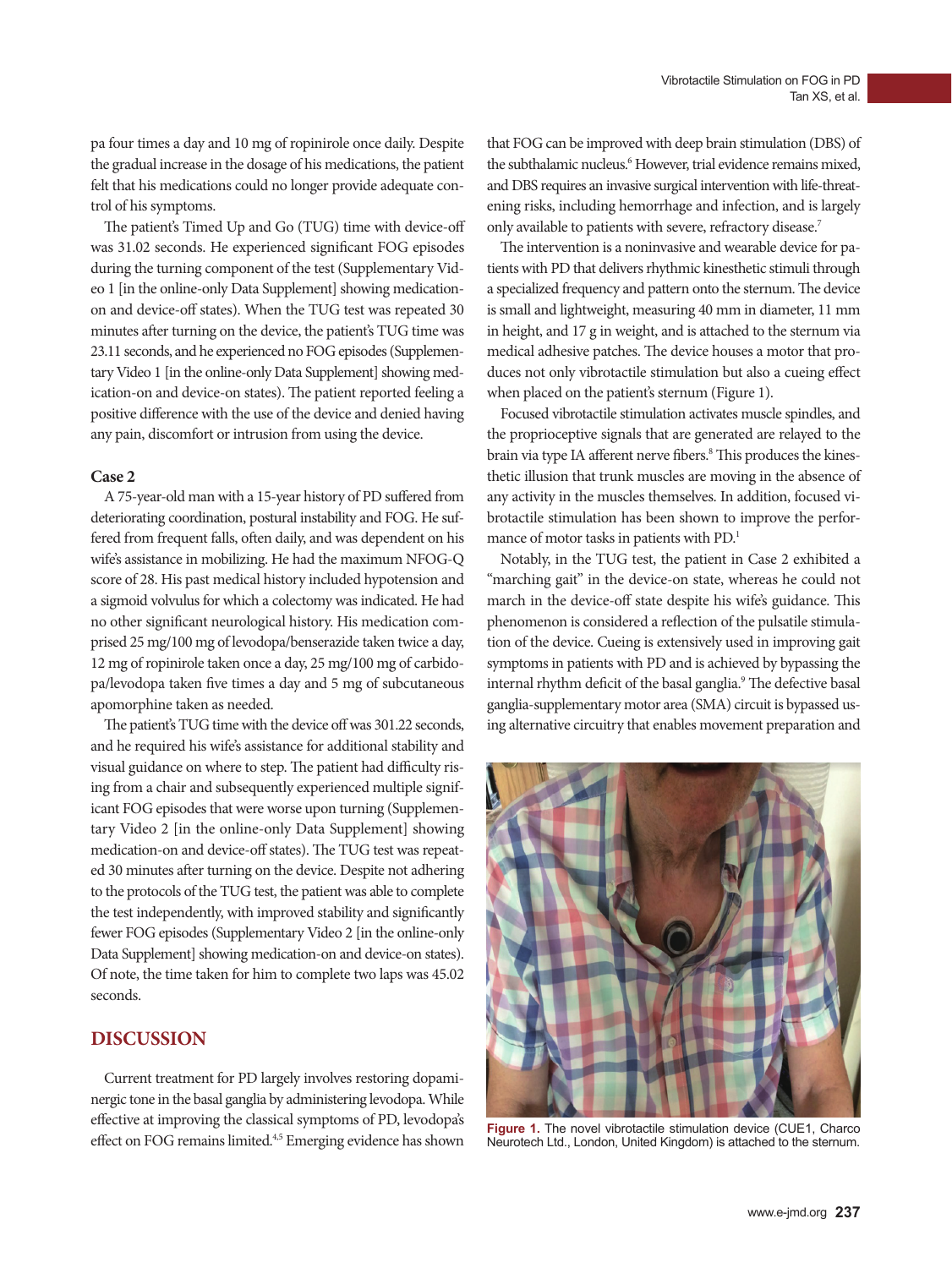pa four times a day and 10 mg of ropinirole once daily. Despite the gradual increase in the dosage of his medications, the patient felt that his medications could no longer provide adequate control of his symptoms.

The patient's Timed Up and Go (TUG) time with device-off was 31.02 seconds. He experienced significant FOG episodes during the turning component of the test (Supplementary Video 1 [in the online-only Data Supplement] showing medication-on and device-off states). When the TUG test was repeated 30 minutes after turning on the device, the patient's TUG time was 23.11 seconds, and he experienced no FOG episodes (Supplementary Video 1 [in the online-only Data Supplement] showing medication-on and device-on states). The patient reported feeling a positive difference with the use of the device and denied having any pain, discomfort or intrusion from using the device.

### Case 2

A 75-year-old man with a 15-year history of PD suffered from deteriorating coordination, postural instability and FOG. He suffered from frequent falls, often daily, and was dependent on his wife's assistance in mobilizing. He had the maximum NFOG-Q score of 28. His past medical history included hypotension and a sigmoid volvulus for which a colectomy was indicated. He had no other significant neurological history. His medication comprised 25 mg/100 mg of levodopa/benserazide taken twice a day, 12 mg of ropinirole taken once a day, 25 mg/100 mg of carbidopa/levodopa taken five times a day and 5 mg of subcutaneous apomorphine taken as needed.

The patient's TUG time with the device off was 301.22 seconds, and he required his wife's assistance for additional stability and visual guidance on where to step. The patient had difficulty rising from a chair and subsequently experienced multiple significant FOG episodes that were worse upon turning (Supplementary Video 2 [in the online-only Data Supplement] showing medication-on and device-off states). The TUG test was repeated 30 minutes after turning on the device. Despite not adhering to the protocols of the TUG test, the patient was able to complete the test independently, with improved stability and significantly fewer FOG episodes (Supplementary Video 2 [in the online-only Data Supplement] showing medication-on and device-on states). Of note, the time taken for him to complete two laps was 45.02 seconds.

## DISCUSSION

Current treatment for PD largely involves restoring dopaminergic tone in the basal ganglia by administering levodopa. While effective at improving the classical symptoms of PD, levodopa's effect on FOG remains limited.[4,5] Emerging evidence has shown that FOG can be improved with deep brain stimulation (DBS) of the subthalamic nucleus.[6] However, trial evidence remains mixed, and DBS requires an invasive surgical intervention with life-threatening risks, including hemorrhage and infection, and is largely only available to patients with severe, refractory disease.[7]

The intervention is a noninvasive and wearable device for patients with PD that delivers rhythmic kinesthetic stimuli through a specialized frequency and pattern onto the sternum. The device is small and lightweight, measuring 40 mm in diameter, 11 mm in height, and 17 g in weight, and is attached to the sternum via medical adhesive patches. The device houses a motor that produces not only vibrotactile stimulation but also a cueing effect when placed on the patient's sternum (Figure 1).

Focused vibrotactile stimulation activates muscle spindles, and the proprioceptive signals that are generated are relayed to the brain via type IA afferent nerve fibers.[8] This produces the kinesthetic illusion that trunk muscles are moving in the absence of any activity in the muscles themselves. In addition, focused vibrotactile stimulation has been shown to improve the performance of motor tasks in patients with PD.[1]

Notably, in the TUG test, the patient in Case 2 exhibited a "marching gait" in the device-on state, whereas he could not march in the device-off state despite his wife's guidance. This phenomenon is considered a reflection of the pulsatile stimulation of the device. Cueing is extensively used in improving gait symptoms in patients with PD and is achieved by bypassing the internal rhythm deficit of the basal ganglia.[9] The defective basal ganglia-supplementary motor area (SMA) circuit is bypassed using alternative circuitry that enables movement preparation and

**Figure 1.** The novel vibrotactile stimulation device (CUE1, Charco Neurotech Ltd., London, United Kingdom) is attached to the sternum.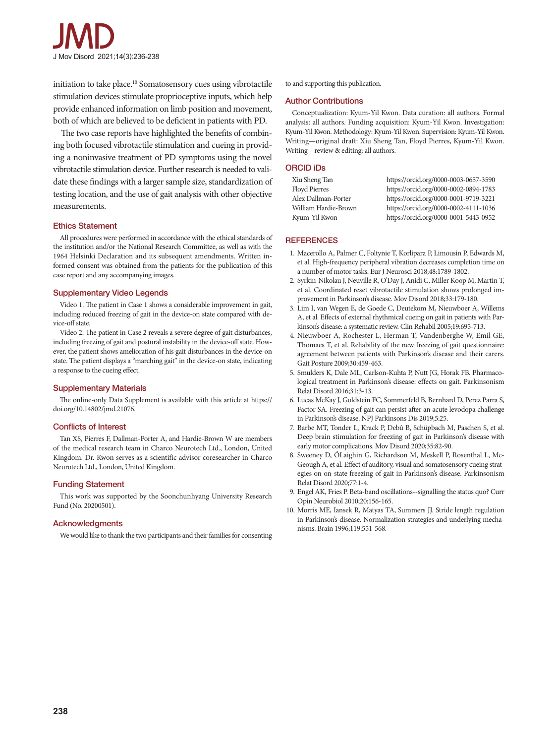initiation to take place.[10] Somatosensory cues using vibrotactile stimulation devices stimulate proprioceptive inputs, which help provide enhanced information on limb position and movement, both of which are believed to be deficient in patients with PD.

The two case reports have highlighted the benefits of combining both focused vibrotactile stimulation and cueing in providing a noninvasive treatment of PD symptoms using the novel vibrotactile stimulation device. Further research is needed to validate these findings with a larger sample size, standardization of testing location, and the use of gait analysis with other objective measurements.

## Ethics Statement

All procedures were performed in accordance with the ethical standards of the institution and/or the National Research Committee, as well as with the 1964 Helsinki Declaration and its subsequent amendments. Written informed consent was obtained from the patients for the publication of this case report and any accompanying images.

## Supplementary Video Legends

Video 1. The patient in Case 1 shows a considerable improvement in gait, including reduced freezing of gait in the device-on state compared with device-off state.

Video 2. The patient in Case 2 reveals a severe degree of gait disturbances, including freezing of gait and postural instability in the device-off state. However, the patient shows amelioration of his gait disturbances in the device-on state. The patient displays a "marching gait" in the device-on state, indicating a response to the cueing effect.

## Supplementary Materials

The online-only Data Supplement is available with this article at https://doi.org/10.14802/jmd.21076.

## Conflicts of Interest

Tan XS, Pierres F, Dallman-Porter A, and Hardie-Brown W are members of the medical research team in Charco Neurotech Ltd., London, United Kingdom. Dr. Kwon serves as a scientific advisor coresearcher in Charco Neurotech Ltd., London, United Kingdom.

## Funding Statement

This work was supported by the Soonchunhyang University Research Fund (No. 20200501).

## Acknowledgments

We would like to thank the two participants and their families for consenting to and supporting this publication.

## Author Contributions

Conceptualization: Kyum-Yil Kwon. Data curation: all authors. Formal analysis: all authors. Funding acquisition: Kyum-Yil Kwon. Investigation: Kyum-Yil Kwon. Methodology: Kyum-Yil Kwon. Supervision: Kyum-Yil Kwon. Writing—original draft: Xiu Sheng Tan, Floyd Pierres, Kyum-Yil Kwon. Writing—review & editing: all authors.

## ORCID iDs

| | |
|---|---|
| Xiu Sheng Tan | https://orcid.org/0000-0003-0657-3590 |
| Floyd Pierres | https://orcid.org/0000-0002-0894-1783 |
| Alex Dallman-Porter | https://orcid.org/0000-0001-9719-3221 |
| William Hardie-Brown | https://orcid.org/0000-0002-4111-1036 |
| Kyum-Yil Kwon | https://orcid.org/0000-0001-5443-0952 |

## REFERENCES

1. Macerollo A, Palmer C, Foltynie T, Korlipara P, Limousin P, Edwards M, et al. High-frequency peripheral vibration decreases completion time on a number of motor tasks. Eur J Neurosci 2018;48:1789-1802.
2. Syrkin-Nikolau J, Neuville R, O'Day J, Anidi C, Miller Koop M, Martin T, et al. Coordinated reset vibrotactile stimulation shows prolonged improvement in Parkinson's disease. Mov Disord 2018;33:179-180.
3. Lim I, van Wegen E, de Goede C, Deutekom M, Nieuwboer A, Willems A, et al. Effects of external rhythmical cueing on gait in patients with Parkinson's disease: a systematic review. Clin Rehabil 2005;19:695-713.
4. Nieuwboer A, Rochester L, Herman T, Vandenberghe W, Emil GE, Thomaes T, et al. Reliability of the new freezing of gait questionnaire: agreement between patients with Parkinson's disease and their carers. Gait Posture 2009;30:459-463.
5. Smulders K, Dale ML, Carlson-Kuhta P, Nutt JG, Horak FB. Pharmacological treatment in Parkinson's disease: effects on gait. Parkinsonism Relat Disord 2016;31:3-13.
6. Lucas McKay J, Goldstein FC, Sommerfeld B, Bernhard D, Perez Parra S, Factor SA. Freezing of gait can persist after an acute levodopa challenge in Parkinson's disease. NPJ Parkinsons Dis 2019;5:25.
7. Barbe MT, Tonder L, Krack P, Debû B, Schüpbach M, Paschen S, et al. Deep brain stimulation for freezing of gait in Parkinson's disease with early motor complications. Mov Disord 2020;35:82-90.
8. Sweeney D, ÓLaighin G, Richardson M, Meskell P, Rosenthal L, McGeough A, et al. Effect of auditory, visual and somatosensory cueing strategies on on-state freezing of gait in Parkinson's disease. Parkinsonism Relat Disord 2020;77:1-4.
9. Engel AK, Fries P. Beta-band oscillations--signalling the status quo? Curr Opin Neurobiol 2010;20:156-165.
10. Morris ME, Iansek R, Matyas TA, Summers JJ. Stride length regulation in Parkinson's disease. Normalization strategies and underlying mechanisms. Brain 1996;119:551-568.